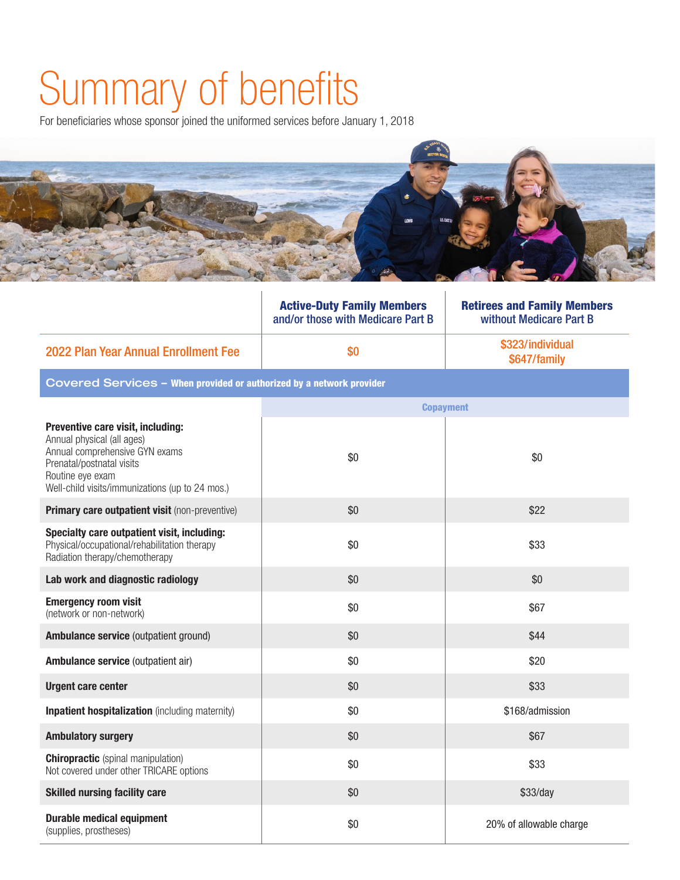# Summary of benefits

For beneficiaries whose sponsor joined the uniformed services before January 1, 2018

| | **Active-Duty Family Members** and/or those with Medicare Part B | **Retirees and Family Members** without Medicare Part B |
|---|---|---|
| 2022 Plan Year Annual Enrollment Fee | $0 | $323/individual $647/family |
| **Covered Services – When provided or authorized by a network provider** | | |
| | **Copayment** | |
| **Preventive care visit, including:** Annual physical (all ages) Annual comprehensive GYN exams Prenatal/postnatal visits Routine eye exam Well-child visits/immunizations (up to 24 mos.) | $0 | $0 |
| **Primary care outpatient visit** (non-preventive) | $0 | $22 |
| **Specialty care outpatient visit, including:** Physical/occupational/rehabilitation therapy Radiation therapy/chemotherapy | $0 | $33 |
| **Lab work and diagnostic radiology** | $0 | $0 |
| **Emergency room visit** (network or non-network) | $0 | $67 |
| **Ambulance service** (outpatient ground) | $0 | $44 |
| **Ambulance service** (outpatient air) | $0 | $20 |
| **Urgent care center** | $0 | $33 |
| **Inpatient hospitalization** (including maternity) | $0 | $168/admission |
| **Ambulatory surgery** | $0 | $67 |
| **Chiropractic** (spinal manipulation) Not covered under other TRICARE options | $0 | $33 |
| **Skilled nursing facility care** | $0 | $33/day |
| **Durable medical equipment** (supplies, prostheses) | $0 | 20% of allowable charge |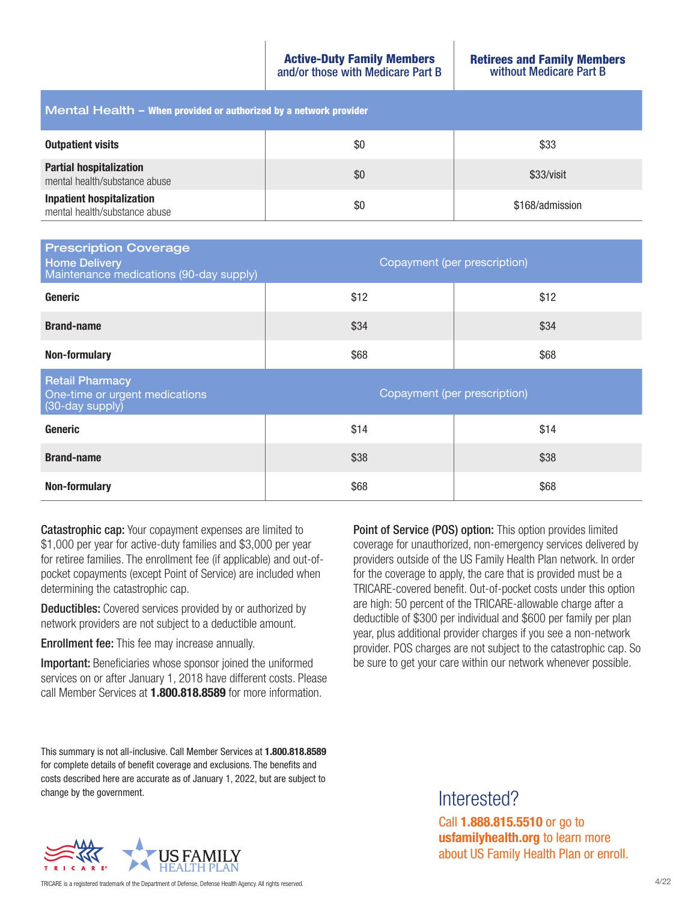| | Active-Duty Family Members and/or those with Medicare Part B | Retirees and Family Members without Medicare Part B |
|---|---|---|
| **Mental Health – When provided or authorized by a network provider** | | |
| **Outpatient visits** | $0 | $33 |
| **Partial hospitalization** mental health/substance abuse | $0 | $33/visit |
| **Inpatient hospitalization** mental health/substance abuse | $0 | $168/admission |

| Prescription Coverage Home Delivery Maintenance medications (90-day supply) | Copayment (per prescription) | |
|---|---|---|
| **Generic** | $12 | $12 |
| **Brand-name** | $34 | $34 |
| **Non-formulary** | $68 | $68 |
| **Retail Pharmacy** One-time or urgent medications (30-day supply) | Copayment (per prescription) | |
| **Generic** | $14 | $14 |
| **Brand-name** | $38 | $38 |
| **Non-formulary** | $68 | $68 |

**Catastrophic cap:** Your copayment expenses are limited to $1,000 per year for active-duty families and $3,000 per year for retiree families. The enrollment fee (if applicable) and out-of-pocket copayments (except Point of Service) are included when determining the catastrophic cap.

**Deductibles:** Covered services provided by or authorized by network providers are not subject to a deductible amount.

**Enrollment fee:** This fee may increase annually.

**Important:** Beneficiaries whose sponsor joined the uniformed services on or after January 1, 2018 have different costs. Please call Member Services at **1.800.818.8589** for more information.

**Point of Service (POS) option:** This option provides limited coverage for unauthorized, non-emergency services delivered by providers outside of the US Family Health Plan network. In order for the coverage to apply, the care that is provided must be a TRICARE-covered benefit. Out-of-pocket costs under this option are high: 50 percent of the TRICARE-allowable charge after a deductible of $300 per individual and $600 per family per plan year, plus additional provider charges if you see a non-network provider. POS charges are not subject to the catastrophic cap. So be sure to get your care within our network whenever possible.

This summary is not all-inclusive. Call Member Services at **1.800.818.8589** for complete details of benefit coverage and exclusions. The benefits and costs described here are accurate as of January 1, 2022, but are subject to change by the government.

## Interested?

Call **1.888.815.5510** or go to **usfamilyhealth.org** to learn more about US Family Health Plan or enroll.

TRICARE is a registered trademark of the Department of Defense, Defense Health Agency. All rights reserved.

4/22